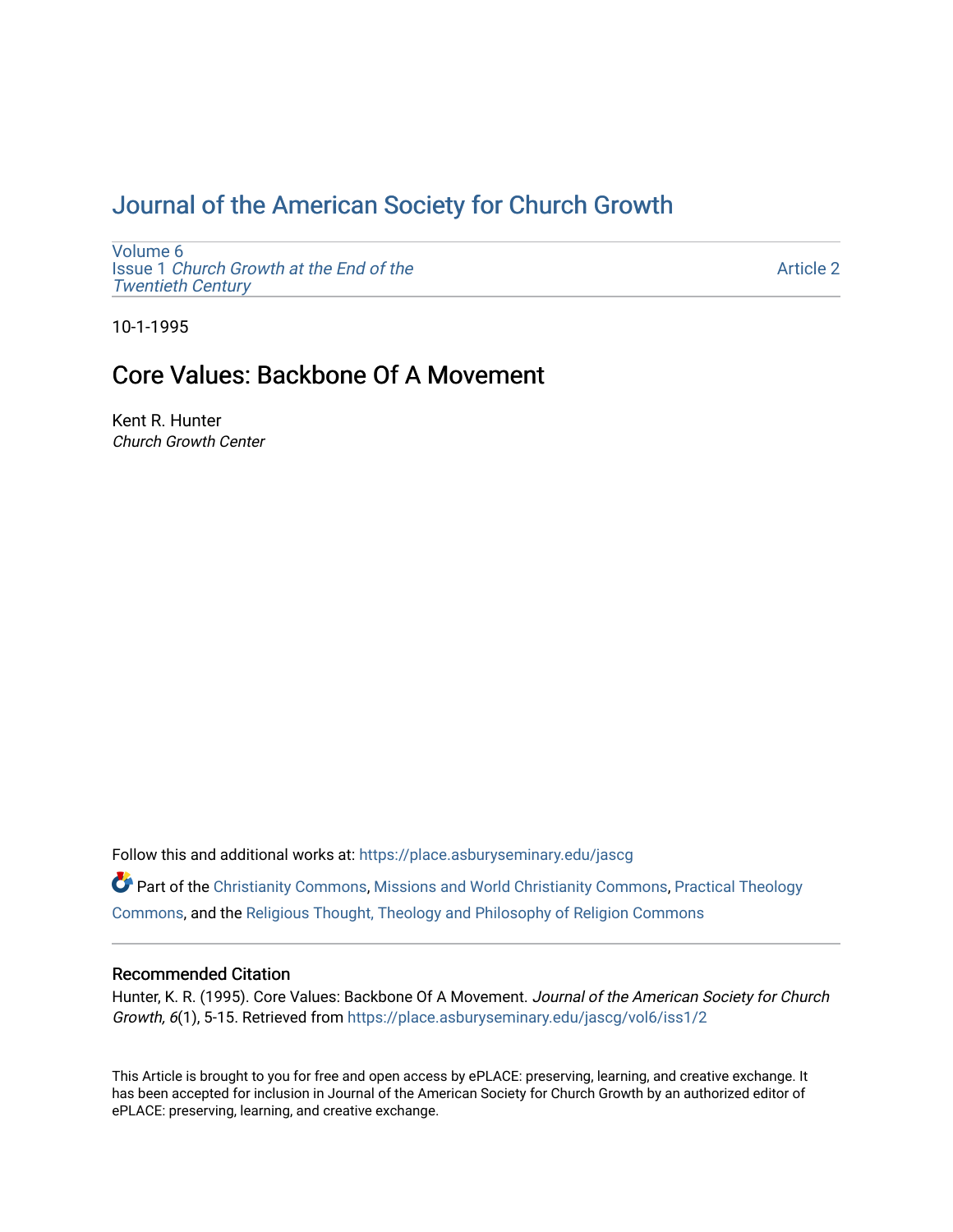# Journal of the American Society for Church Growth

Volume 6
Issue 1 *Church Growth at the End of the Twentieth Century*

Article 2

10-1-1995

## Core Values: Backbone Of A Movement

Kent R. Hunter
*Church Growth Center*

Follow this and additional works at: https://place.asburyseminary.edu/jascg

Part of the Christianity Commons, Missions and World Christianity Commons, Practical Theology Commons, and the Religious Thought, Theology and Philosophy of Religion Commons

### Recommended Citation

Hunter, K. R. (1995). Core Values: Backbone Of A Movement. *Journal of the American Society for Church Growth, 6*(1), 5-15. Retrieved from https://place.asburyseminary.edu/jascg/vol6/iss1/2

This Article is brought to you for free and open access by ePLACE: preserving, learning, and creative exchange. It has been accepted for inclusion in Journal of the American Society for Church Growth by an authorized editor of ePLACE: preserving, learning, and creative exchange.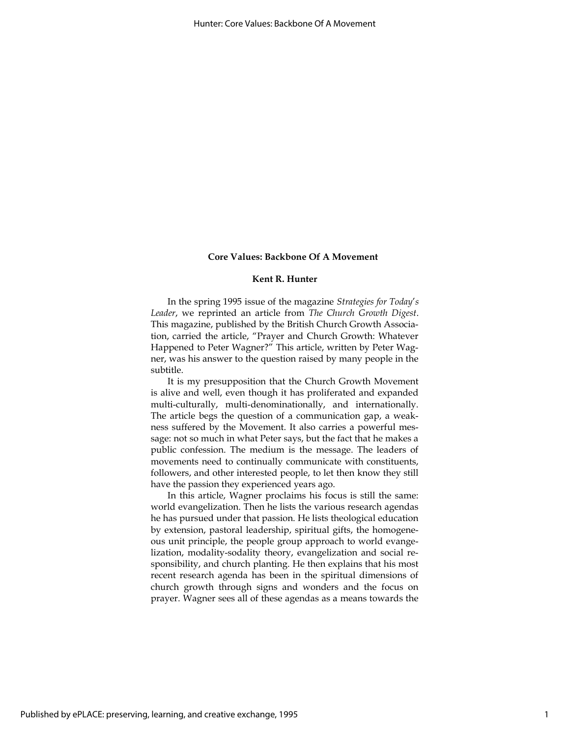**Core Values: Backbone Of A Movement**

**Kent R. Hunter**

In the spring 1995 issue of the magazine *Strategies for Today's Leader*, we reprinted an article from *The Church Growth Digest*. This magazine, published by the British Church Growth Association, carried the article, "Prayer and Church Growth: Whatever Happened to Peter Wagner?" This article, written by Peter Wagner, was his answer to the question raised by many people in the subtitle.

It is my presupposition that the Church Growth Movement is alive and well, even though it has proliferated and expanded multi-culturally, multi-denominationally, and internationally. The article begs the question of a communication gap, a weakness suffered by the Movement. It also carries a powerful message: not so much in what Peter says, but the fact that he makes a public confession. The medium is the message. The leaders of movements need to continually communicate with constituents, followers, and other interested people, to let then know they still have the passion they experienced years ago.

In this article, Wagner proclaims his focus is still the same: world evangelization. Then he lists the various research agendas he has pursued under that passion. He lists theological education by extension, pastoral leadership, spiritual gifts, the homogeneous unit principle, the people group approach to world evangelization, modality-sodality theory, evangelization and social responsibility, and church planting. He then explains that his most recent research agenda has been in the spiritual dimensions of church growth through signs and wonders and the focus on prayer. Wagner sees all of these agendas as a means towards the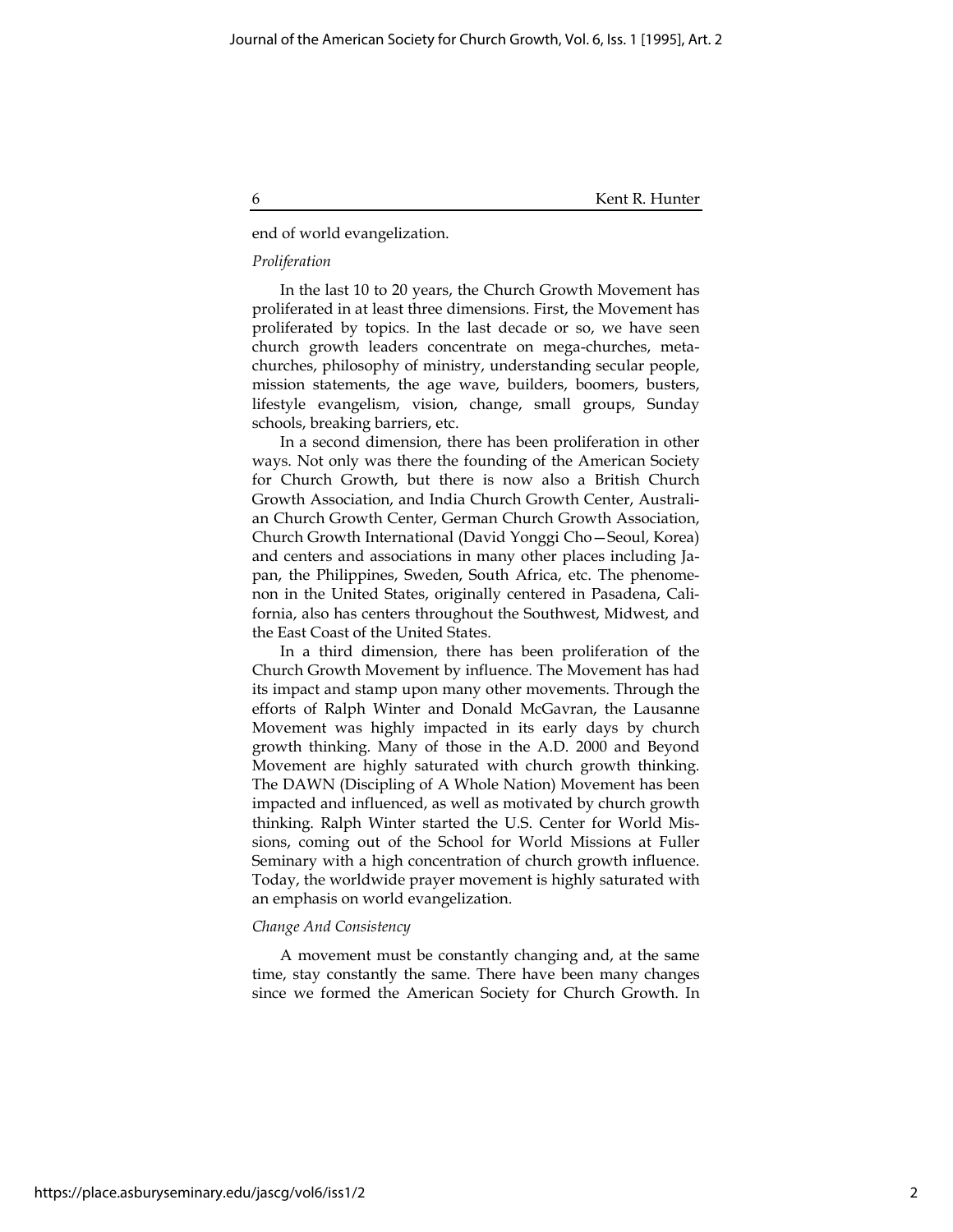end of world evangelization.

*Proliferation*

In the last 10 to 20 years, the Church Growth Movement has proliferated in at least three dimensions. First, the Movement has proliferated by topics. In the last decade or so, we have seen church growth leaders concentrate on mega-churches, meta-churches, philosophy of ministry, understanding secular people, mission statements, the age wave, builders, boomers, busters, lifestyle evangelism, vision, change, small groups, Sunday schools, breaking barriers, etc.

In a second dimension, there has been proliferation in other ways. Not only was there the founding of the American Society for Church Growth, but there is now also a British Church Growth Association, and India Church Growth Center, Australian Church Growth Center, German Church Growth Association, Church Growth International (David Yonggi Cho—Seoul, Korea) and centers and associations in many other places including Japan, the Philippines, Sweden, South Africa, etc. The phenomenon in the United States, originally centered in Pasadena, California, also has centers throughout the Southwest, Midwest, and the East Coast of the United States.

In a third dimension, there has been proliferation of the Church Growth Movement by influence. The Movement has had its impact and stamp upon many other movements. Through the efforts of Ralph Winter and Donald McGavran, the Lausanne Movement was highly impacted in its early days by church growth thinking. Many of those in the A.D. 2000 and Beyond Movement are highly saturated with church growth thinking. The DAWN (Discipling of A Whole Nation) Movement has been impacted and influenced, as well as motivated by church growth thinking. Ralph Winter started the U.S. Center for World Missions, coming out of the School for World Missions at Fuller Seminary with a high concentration of church growth influence. Today, the worldwide prayer movement is highly saturated with an emphasis on world evangelization.

*Change And Consistency*

A movement must be constantly changing and, at the same time, stay constantly the same. There have been many changes since we formed the American Society for Church Growth. In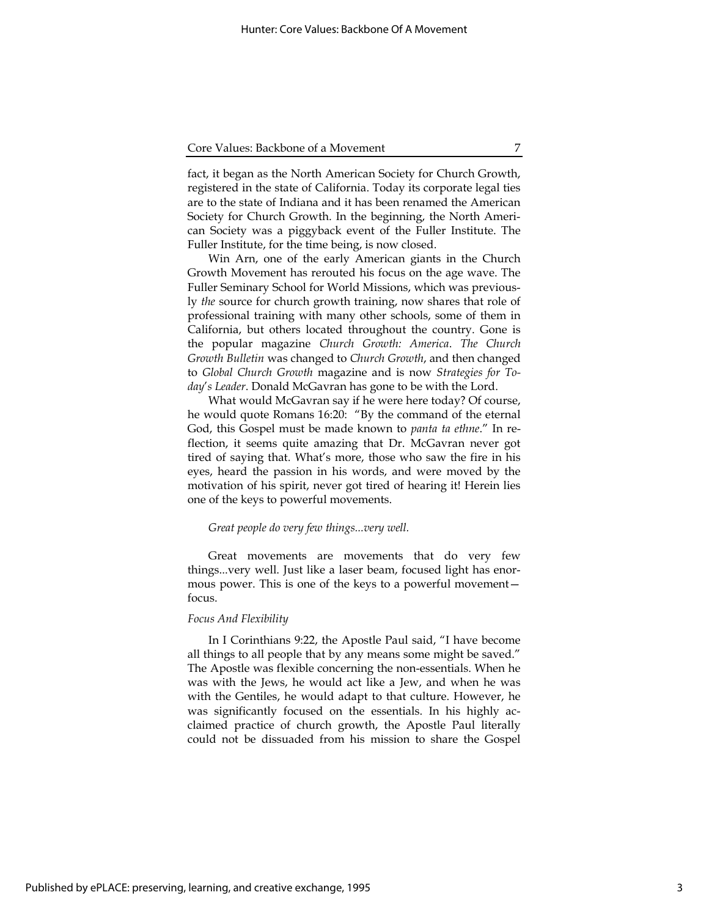fact, it began as the North American Society for Church Growth, registered in the state of California. Today its corporate legal ties are to the state of Indiana and it has been renamed the American Society for Church Growth. In the beginning, the North American Society was a piggyback event of the Fuller Institute. The Fuller Institute, for the time being, is now closed.

Win Arn, one of the early American giants in the Church Growth Movement has rerouted his focus on the age wave. The Fuller Seminary School for World Missions, which was previously *the* source for church growth training, now shares that role of professional training with many other schools, some of them in California, but others located throughout the country. Gone is the popular magazine *Church Growth: America*. *The Church Growth Bulletin* was changed to *Church Growth*, and then changed to *Global Church Growth* magazine and is now *Strategies for Today's Leader*. Donald McGavran has gone to be with the Lord.

What would McGavran say if he were here today? Of course, he would quote Romans 16:20: "By the command of the eternal God, this Gospel must be made known to *panta ta ethne*." In reflection, it seems quite amazing that Dr. McGavran never got tired of saying that. What's more, those who saw the fire in his eyes, heard the passion in his words, and were moved by the motivation of his spirit, never got tired of hearing it! Herein lies one of the keys to powerful movements.

*Great people do very few things...very well.*

Great movements are movements that do very few things...very well. Just like a laser beam, focused light has enormous power. This is one of the keys to a powerful movement—focus.

*Focus And Flexibility*

In I Corinthians 9:22, the Apostle Paul said, "I have become all things to all people that by any means some might be saved." The Apostle was flexible concerning the non-essentials. When he was with the Jews, he would act like a Jew, and when he was with the Gentiles, he would adapt to that culture. However, he was significantly focused on the essentials. In his highly acclaimed practice of church growth, the Apostle Paul literally could not be dissuaded from his mission to share the Gospel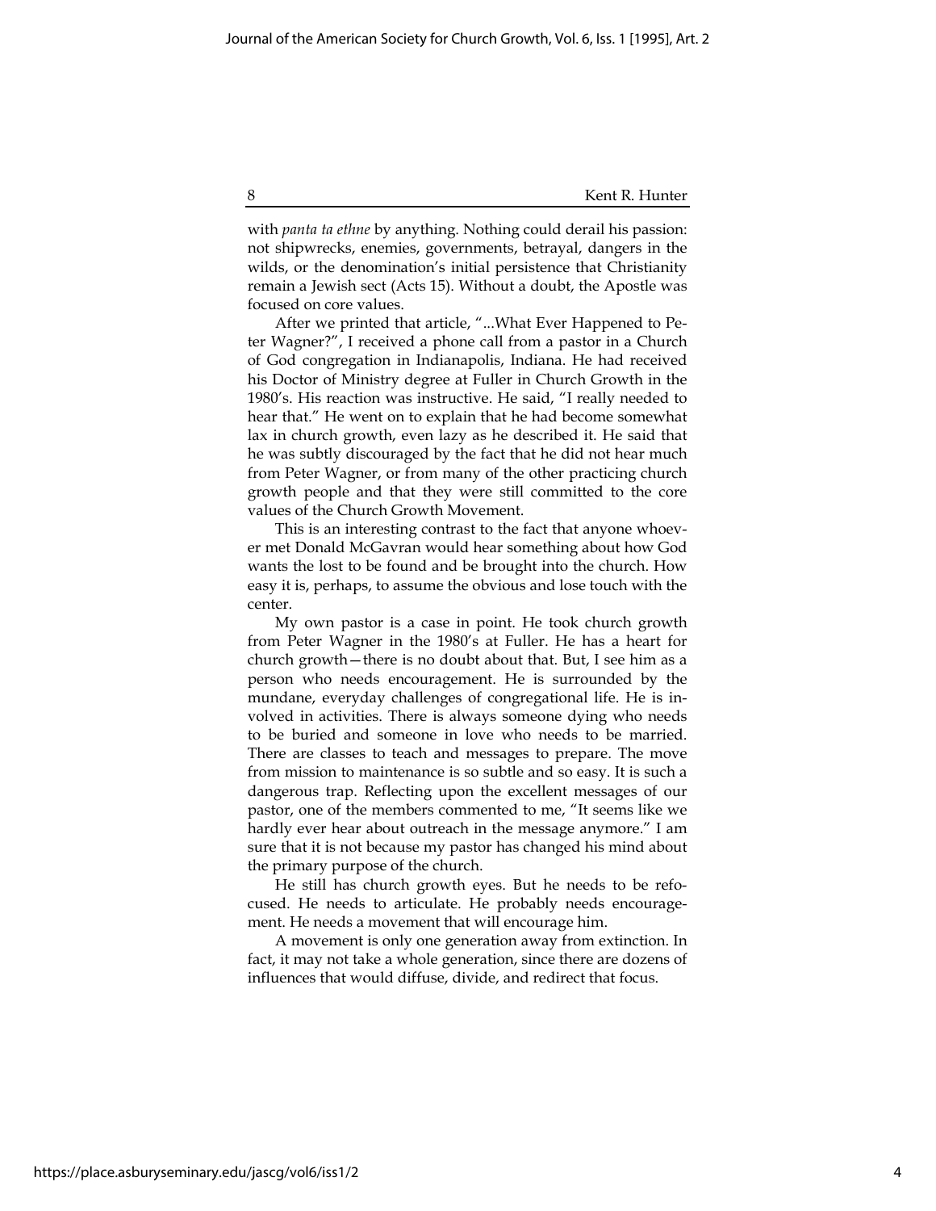with *panta ta ethne* by anything. Nothing could derail his passion: not shipwrecks, enemies, governments, betrayal, dangers in the wilds, or the denomination's initial persistence that Christianity remain a Jewish sect (Acts 15). Without a doubt, the Apostle was focused on core values.

After we printed that article, "...What Ever Happened to Peter Wagner?", I received a phone call from a pastor in a Church of God congregation in Indianapolis, Indiana. He had received his Doctor of Ministry degree at Fuller in Church Growth in the 1980's. His reaction was instructive. He said, "I really needed to hear that." He went on to explain that he had become somewhat lax in church growth, even lazy as he described it. He said that he was subtly discouraged by the fact that he did not hear much from Peter Wagner, or from many of the other practicing church growth people and that they were still committed to the core values of the Church Growth Movement.

This is an interesting contrast to the fact that anyone whoever met Donald McGavran would hear something about how God wants the lost to be found and be brought into the church. How easy it is, perhaps, to assume the obvious and lose touch with the center.

My own pastor is a case in point. He took church growth from Peter Wagner in the 1980's at Fuller. He has a heart for church growth—there is no doubt about that. But, I see him as a person who needs encouragement. He is surrounded by the mundane, everyday challenges of congregational life. He is involved in activities. There is always someone dying who needs to be buried and someone in love who needs to be married. There are classes to teach and messages to prepare. The move from mission to maintenance is so subtle and so easy. It is such a dangerous trap. Reflecting upon the excellent messages of our pastor, one of the members commented to me, "It seems like we hardly ever hear about outreach in the message anymore." I am sure that it is not because my pastor has changed his mind about the primary purpose of the church.

He still has church growth eyes. But he needs to be refocused. He needs to articulate. He probably needs encouragement. He needs a movement that will encourage him.

A movement is only one generation away from extinction. In fact, it may not take a whole generation, since there are dozens of influences that would diffuse, divide, and redirect that focus.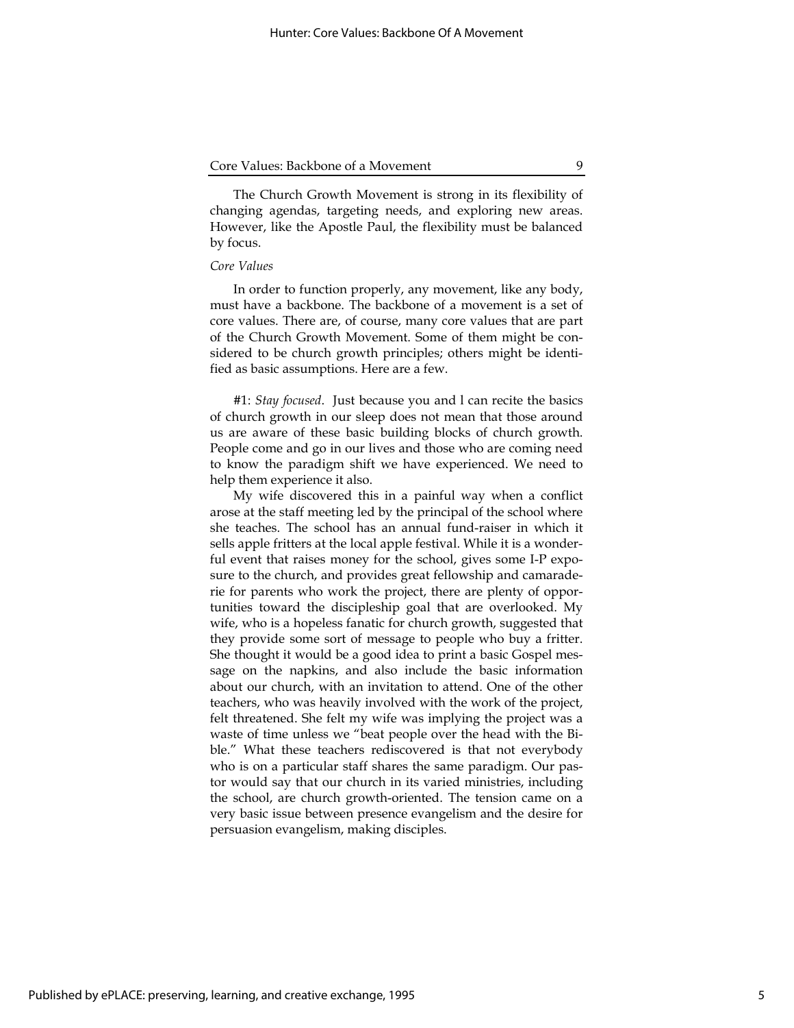The Church Growth Movement is strong in its flexibility of changing agendas, targeting needs, and exploring new areas. However, like the Apostle Paul, the flexibility must be balanced by focus.

*Core Values*

In order to function properly, any movement, like any body, must have a backbone. The backbone of a movement is a set of core values. There are, of course, many core values that are part of the Church Growth Movement. Some of them might be considered to be church growth principles; others might be identified as basic assumptions. Here are a few.

#1: *Stay focused*. Just because you and I can recite the basics of church growth in our sleep does not mean that those around us are aware of these basic building blocks of church growth. People come and go in our lives and those who are coming need to know the paradigm shift we have experienced. We need to help them experience it also.

My wife discovered this in a painful way when a conflict arose at the staff meeting led by the principal of the school where she teaches. The school has an annual fund-raiser in which it sells apple fritters at the local apple festival. While it is a wonderful event that raises money for the school, gives some I-P exposure to the church, and provides great fellowship and camaraderie for parents who work the project, there are plenty of opportunities toward the discipleship goal that are overlooked. My wife, who is a hopeless fanatic for church growth, suggested that they provide some sort of message to people who buy a fritter. She thought it would be a good idea to print a basic Gospel message on the napkins, and also include the basic information about our church, with an invitation to attend. One of the other teachers, who was heavily involved with the work of the project, felt threatened. She felt my wife was implying the project was a waste of time unless we "beat people over the head with the Bible." What these teachers rediscovered is that not everybody who is on a particular staff shares the same paradigm. Our pastor would say that our church in its varied ministries, including the school, are church growth-oriented. The tension came on a very basic issue between presence evangelism and the desire for persuasion evangelism, making disciples.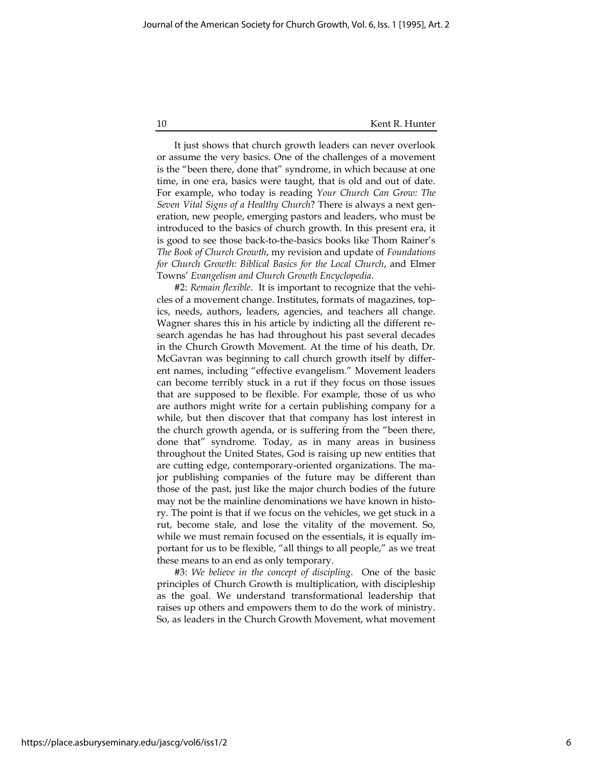It just shows that church growth leaders can never overlook or assume the very basics. One of the challenges of a movement is the "been there, done that" syndrome, in which because at one time, in one era, basics were taught, that is old and out of date. For example, who today is reading *Your Church Can Grow: The Seven Vital Signs of a Healthy Church*? There is always a next generation, new people, emerging pastors and leaders, who must be introduced to the basics of church growth. In this present era, it is good to see those back-to-the-basics books like Thom Rainer's *The Book of Church Growth*, my revision and update of *Foundations for Church Growth: Biblical Basics for the Local Church*, and Elmer Towns' *Evangelism and Church Growth Encyclopedia*.

#2: *Remain flexible*. It is important to recognize that the vehicles of a movement change. Institutes, formats of magazines, topics, needs, authors, leaders, agencies, and teachers all change. Wagner shares this in his article by indicting all the different research agendas he has had throughout his past several decades in the Church Growth Movement. At the time of his death, Dr. McGavran was beginning to call church growth itself by different names, including "effective evangelism." Movement leaders can become terribly stuck in a rut if they focus on those issues that are supposed to be flexible. For example, those of us who are authors might write for a certain publishing company for a while, but then discover that that company has lost interest in the church growth agenda, or is suffering from the "been there, done that" syndrome. Today, as in many areas in business throughout the United States, God is raising up new entities that are cutting edge, contemporary-oriented organizations. The major publishing companies of the future may be different than those of the past, just like the major church bodies of the future may not be the mainline denominations we have known in history. The point is that if we focus on the vehicles, we get stuck in a rut, become stale, and lose the vitality of the movement. So, while we must remain focused on the essentials, it is equally important for us to be flexible, "all things to all people," as we treat these means to an end as only temporary.

#3: *We believe in the concept of discipling*. One of the basic principles of Church Growth is multiplication, with discipleship as the goal. We understand transformational leadership that raises up others and empowers them to do the work of ministry. So, as leaders in the Church Growth Movement, what movement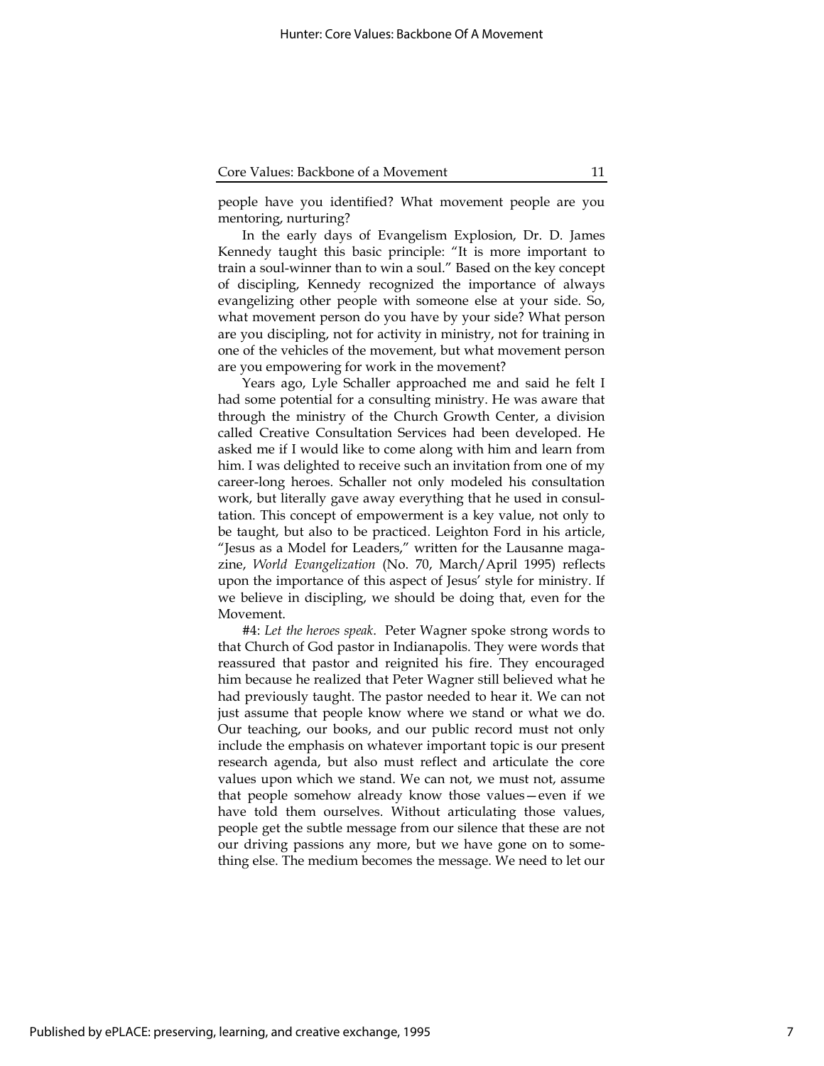people have you identified? What movement people are you mentoring, nurturing?

In the early days of Evangelism Explosion, Dr. D. James Kennedy taught this basic principle: "It is more important to train a soul-winner than to win a soul." Based on the key concept of discipling, Kennedy recognized the importance of always evangelizing other people with someone else at your side. So, what movement person do you have by your side? What person are you discipling, not for activity in ministry, not for training in one of the vehicles of the movement, but what movement person are you empowering for work in the movement?

Years ago, Lyle Schaller approached me and said he felt I had some potential for a consulting ministry. He was aware that through the ministry of the Church Growth Center, a division called Creative Consultation Services had been developed. He asked me if I would like to come along with him and learn from him. I was delighted to receive such an invitation from one of my career-long heroes. Schaller not only modeled his consultation work, but literally gave away everything that he used in consultation. This concept of empowerment is a key value, not only to be taught, but also to be practiced. Leighton Ford in his article, "Jesus as a Model for Leaders," written for the Lausanne magazine, *World Evangelization* (No. 70, March/April 1995) reflects upon the importance of this aspect of Jesus' style for ministry. If we believe in discipling, we should be doing that, even for the Movement.

#4: *Let the heroes speak.* Peter Wagner spoke strong words to that Church of God pastor in Indianapolis. They were words that reassured that pastor and reignited his fire. They encouraged him because he realized that Peter Wagner still believed what he had previously taught. The pastor needed to hear it. We can not just assume that people know where we stand or what we do. Our teaching, our books, and our public record must not only include the emphasis on whatever important topic is our present research agenda, but also must reflect and articulate the core values upon which we stand. We can not, we must not, assume that people somehow already know those values—even if we have told them ourselves. Without articulating those values, people get the subtle message from our silence that these are not our driving passions any more, but we have gone on to something else. The medium becomes the message. We need to let our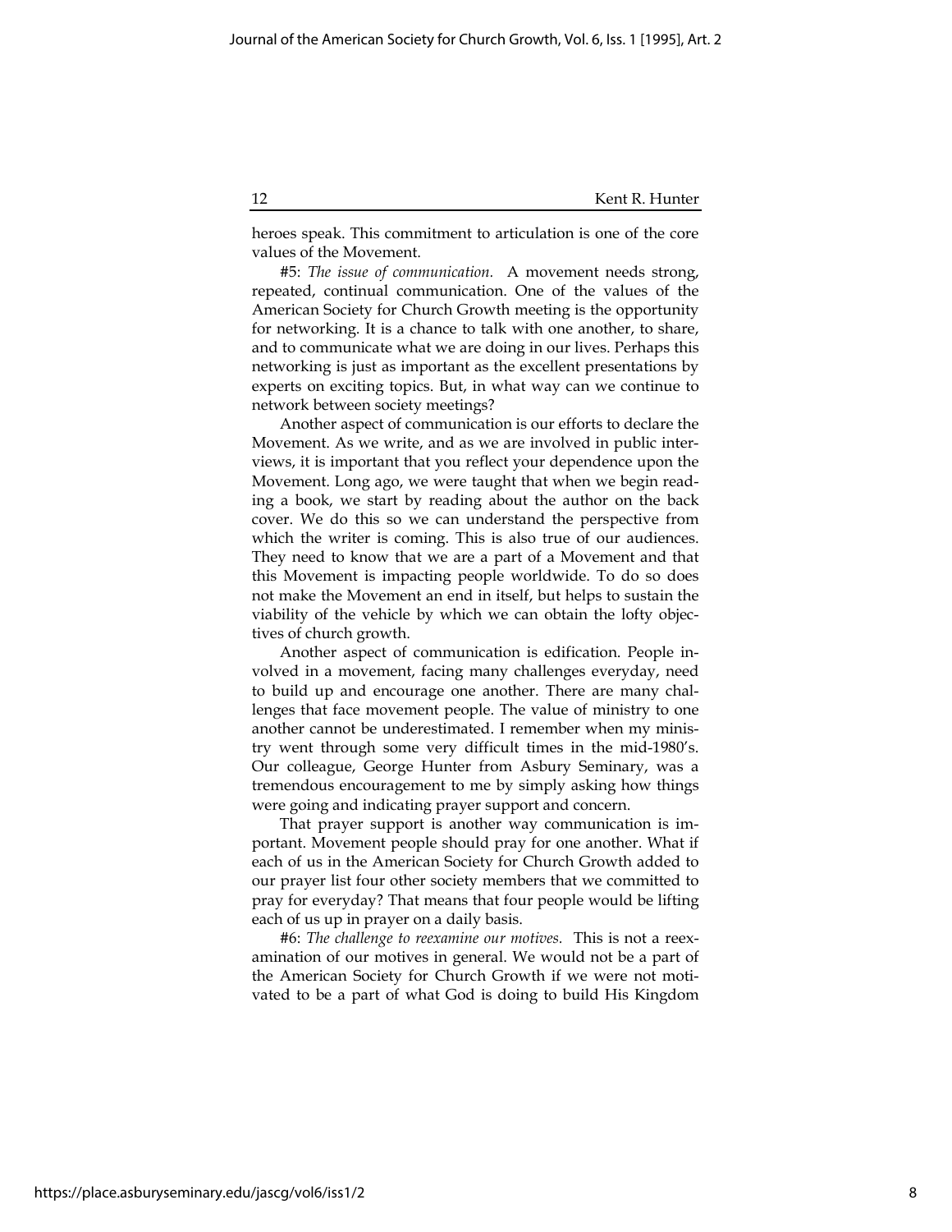heroes speak. This commitment to articulation is one of the core values of the Movement.

#5: *The issue of communication.* A movement needs strong, repeated, continual communication. One of the values of the American Society for Church Growth meeting is the opportunity for networking. It is a chance to talk with one another, to share, and to communicate what we are doing in our lives. Perhaps this networking is just as important as the excellent presentations by experts on exciting topics. But, in what way can we continue to network between society meetings?

Another aspect of communication is our efforts to declare the Movement. As we write, and as we are involved in public interviews, it is important that you reflect your dependence upon the Movement. Long ago, we were taught that when we begin reading a book, we start by reading about the author on the back cover. We do this so we can understand the perspective from which the writer is coming. This is also true of our audiences. They need to know that we are a part of a Movement and that this Movement is impacting people worldwide. To do so does not make the Movement an end in itself, but helps to sustain the viability of the vehicle by which we can obtain the lofty objectives of church growth.

Another aspect of communication is edification. People involved in a movement, facing many challenges everyday, need to build up and encourage one another. There are many challenges that face movement people. The value of ministry to one another cannot be underestimated. I remember when my ministry went through some very difficult times in the mid-1980's. Our colleague, George Hunter from Asbury Seminary, was a tremendous encouragement to me by simply asking how things were going and indicating prayer support and concern.

That prayer support is another way communication is important. Movement people should pray for one another. What if each of us in the American Society for Church Growth added to our prayer list four other society members that we committed to pray for everyday? That means that four people would be lifting each of us up in prayer on a daily basis.

#6: *The challenge to reexamine our motives.* This is not a reexamination of our motives in general. We would not be a part of the American Society for Church Growth if we were not motivated to be a part of what God is doing to build His Kingdom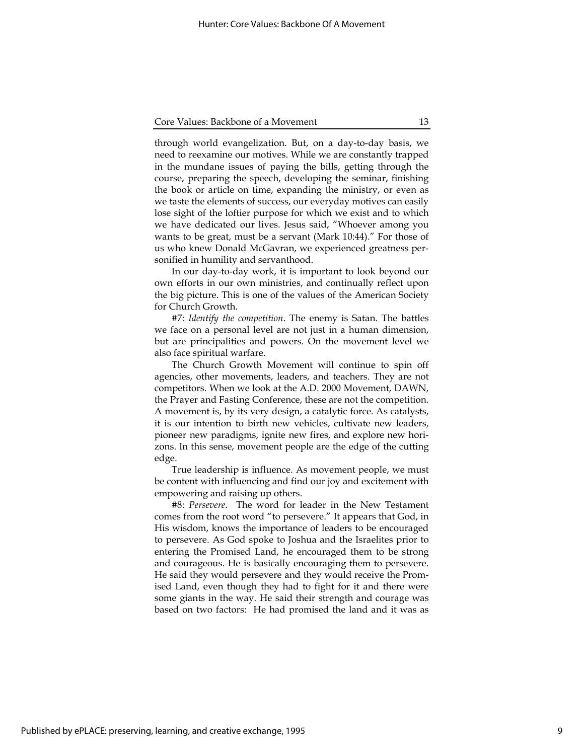through world evangelization. But, on a day-to-day basis, we need to reexamine our motives. While we are constantly trapped in the mundane issues of paying the bills, getting through the course, preparing the speech, developing the seminar, finishing the book or article on time, expanding the ministry, or even as we taste the elements of success, our everyday motives can easily lose sight of the loftier purpose for which we exist and to which we have dedicated our lives. Jesus said, "Whoever among you wants to be great, must be a servant (Mark 10:44)." For those of us who knew Donald McGavran, we experienced greatness personified in humility and servanthood.

In our day-to-day work, it is important to look beyond our own efforts in our own ministries, and continually reflect upon the big picture. This is one of the values of the American Society for Church Growth.

#7: *Identify the competition*. The enemy is Satan. The battles we face on a personal level are not just in a human dimension, but are principalities and powers. On the movement level we also face spiritual warfare.

The Church Growth Movement will continue to spin off agencies, other movements, leaders, and teachers. They are not competitors. When we look at the A.D. 2000 Movement, DAWN, the Prayer and Fasting Conference, these are not the competition. A movement is, by its very design, a catalytic force. As catalysts, it is our intention to birth new vehicles, cultivate new leaders, pioneer new paradigms, ignite new fires, and explore new horizons. In this sense, movement people are the edge of the cutting edge.

True leadership is influence. As movement people, we must be content with influencing and find our joy and excitement with empowering and raising up others.

#8: *Persevere*. The word for leader in the New Testament comes from the root word "to persevere." It appears that God, in His wisdom, knows the importance of leaders to be encouraged to persevere. As God spoke to Joshua and the Israelites prior to entering the Promised Land, he encouraged them to be strong and courageous. He is basically encouraging them to persevere. He said they would persevere and they would receive the Promised Land, even though they had to fight for it and there were some giants in the way. He said their strength and courage was based on two factors: He had promised the land and it was as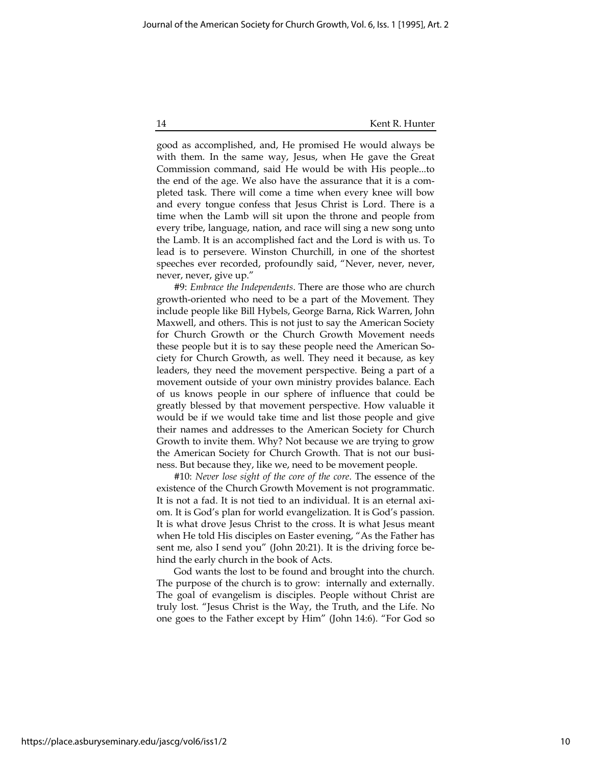good as accomplished, and, He promised He would always be with them. In the same way, Jesus, when He gave the Great Commission command, said He would be with His people...to the end of the age. We also have the assurance that it is a completed task. There will come a time when every knee will bow and every tongue confess that Jesus Christ is Lord. There is a time when the Lamb will sit upon the throne and people from every tribe, language, nation, and race will sing a new song unto the Lamb. It is an accomplished fact and the Lord is with us. To lead is to persevere. Winston Churchill, in one of the shortest speeches ever recorded, profoundly said, "Never, never, never, never, never, give up."

#9: *Embrace the Independents*. There are those who are church growth-oriented who need to be a part of the Movement. They include people like Bill Hybels, George Barna, Rick Warren, John Maxwell, and others. This is not just to say the American Society for Church Growth or the Church Growth Movement needs these people but it is to say these people need the American Society for Church Growth, as well. They need it because, as key leaders, they need the movement perspective. Being a part of a movement outside of your own ministry provides balance. Each of us knows people in our sphere of influence that could be greatly blessed by that movement perspective. How valuable it would be if we would take time and list those people and give their names and addresses to the American Society for Church Growth to invite them. Why? Not because we are trying to grow the American Society for Church Growth. That is not our business. But because they, like we, need to be movement people.

#10: *Never lose sight of the core of the core*. The essence of the existence of the Church Growth Movement is not programmatic. It is not a fad. It is not tied to an individual. It is an eternal axiom. It is God's plan for world evangelization. It is God's passion. It is what drove Jesus Christ to the cross. It is what Jesus meant when He told His disciples on Easter evening, "As the Father has sent me, also I send you" (John 20:21). It is the driving force behind the early church in the book of Acts.

God wants the lost to be found and brought into the church. The purpose of the church is to grow: internally and externally. The goal of evangelism is disciples. People without Christ are truly lost. "Jesus Christ is the Way, the Truth, and the Life. No one goes to the Father except by Him" (John 14:6). "For God so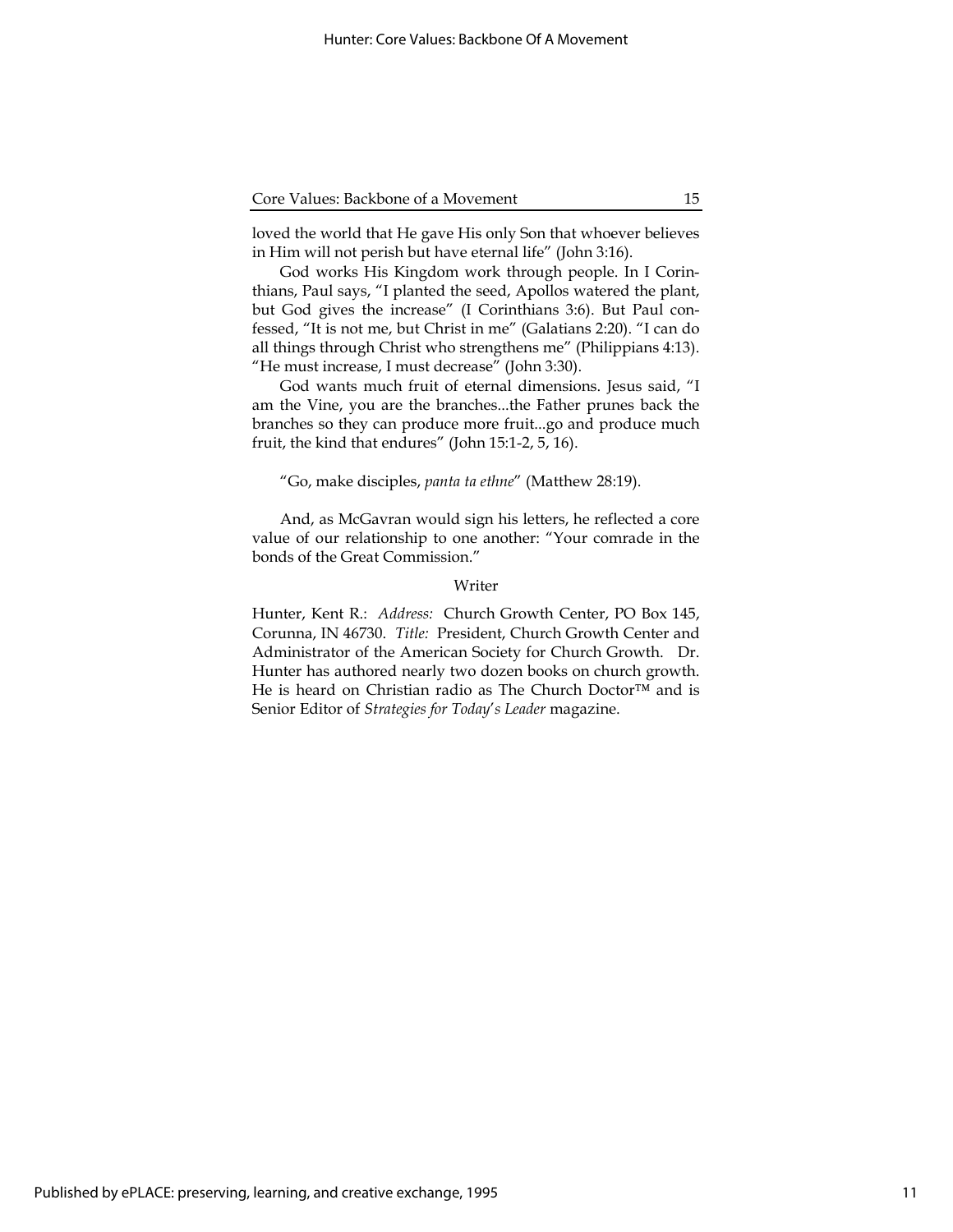loved the world that He gave His only Son that whoever believes in Him will not perish but have eternal life" (John 3:16).

God works His Kingdom work through people. In I Corinthians, Paul says, "I planted the seed, Apollos watered the plant, but God gives the increase" (I Corinthians 3:6). But Paul confessed, "It is not me, but Christ in me" (Galatians 2:20). "I can do all things through Christ who strengthens me" (Philippians 4:13). "He must increase, I must decrease" (John 3:30).

God wants much fruit of eternal dimensions. Jesus said, "I am the Vine, you are the branches...the Father prunes back the branches so they can produce more fruit...go and produce much fruit, the kind that endures" (John 15:1-2, 5, 16).

"Go, make disciples, *panta ta ethne*" (Matthew 28:19).

And, as McGavran would sign his letters, he reflected a core value of our relationship to one another: "Your comrade in the bonds of the Great Commission."

## Writer

Hunter, Kent R.: *Address:* Church Growth Center, PO Box 145, Corunna, IN 46730. *Title:* President, Church Growth Center and Administrator of the American Society for Church Growth. Dr. Hunter has authored nearly two dozen books on church growth. He is heard on Christian radio as The Church Doctor™ and is Senior Editor of *Strategies for Today's Leader* magazine.